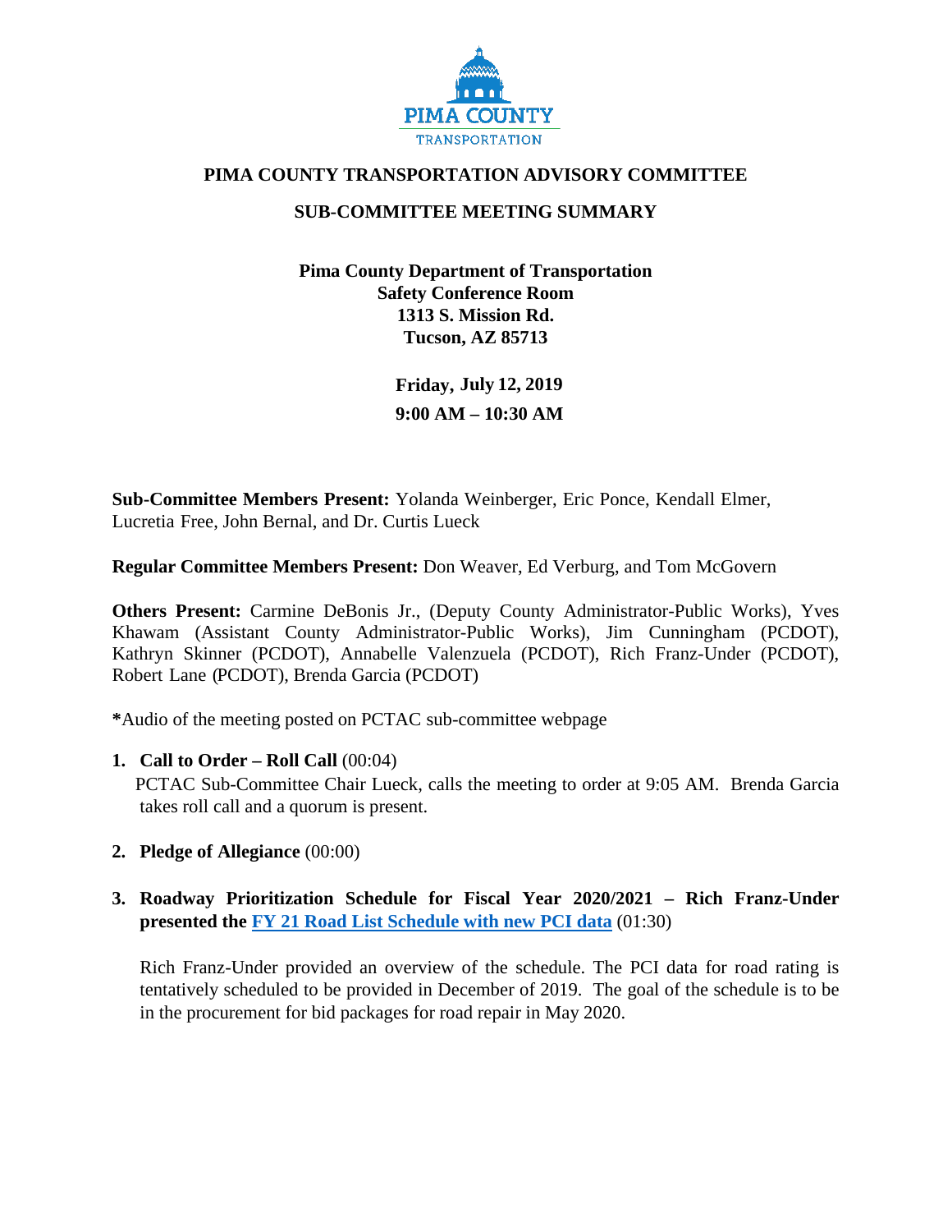PIMA COUNTY
TRANSPORTATION

# PIMA COUNTY TRANSPORTATION ADVISORY COMMITTEE

## SUB-COMMITTEE MEETING SUMMARY

**Pima County Department of Transportation**
**Safety Conference Room**
**1313 S. Mission Rd.**
**Tucson, AZ 85713**

**Friday, July 12, 2019**

**9:00 AM – 10:30 AM**

**Sub-Committee Members Present:** Yolanda Weinberger, Eric Ponce, Kendall Elmer, Lucretia Free, John Bernal, and Dr. Curtis Lueck

**Regular Committee Members Present:** Don Weaver, Ed Verburg, and Tom McGovern

**Others Present:** Carmine DeBonis Jr., (Deputy County Administrator-Public Works), Yves Khawam (Assistant County Administrator-Public Works), Jim Cunningham (PCDOT), Kathryn Skinner (PCDOT), Annabelle Valenzuela (PCDOT), Rich Franz-Under (PCDOT), Robert Lane (PCDOT), Brenda Garcia (PCDOT)

***Audio of the meeting posted on PCTAC sub-committee webpage**

1. **Call to Order – Roll Call** (00:04)
   PCTAC Sub-Committee Chair Lueck, calls the meeting to order at 9:05 AM. Brenda Garcia takes roll call and a quorum is present.

2. **Pledge of Allegiance** (00:00)

3. **Roadway Prioritization Schedule for Fiscal Year 2020/2021 – Rich Franz-Under presented the FY 21 Road List Schedule with new PCI data** (01:30)

   Rich Franz-Under provided an overview of the schedule. The PCI data for road rating is tentatively scheduled to be provided in December of 2019. The goal of the schedule is to be in the procurement for bid packages for road repair in May 2020.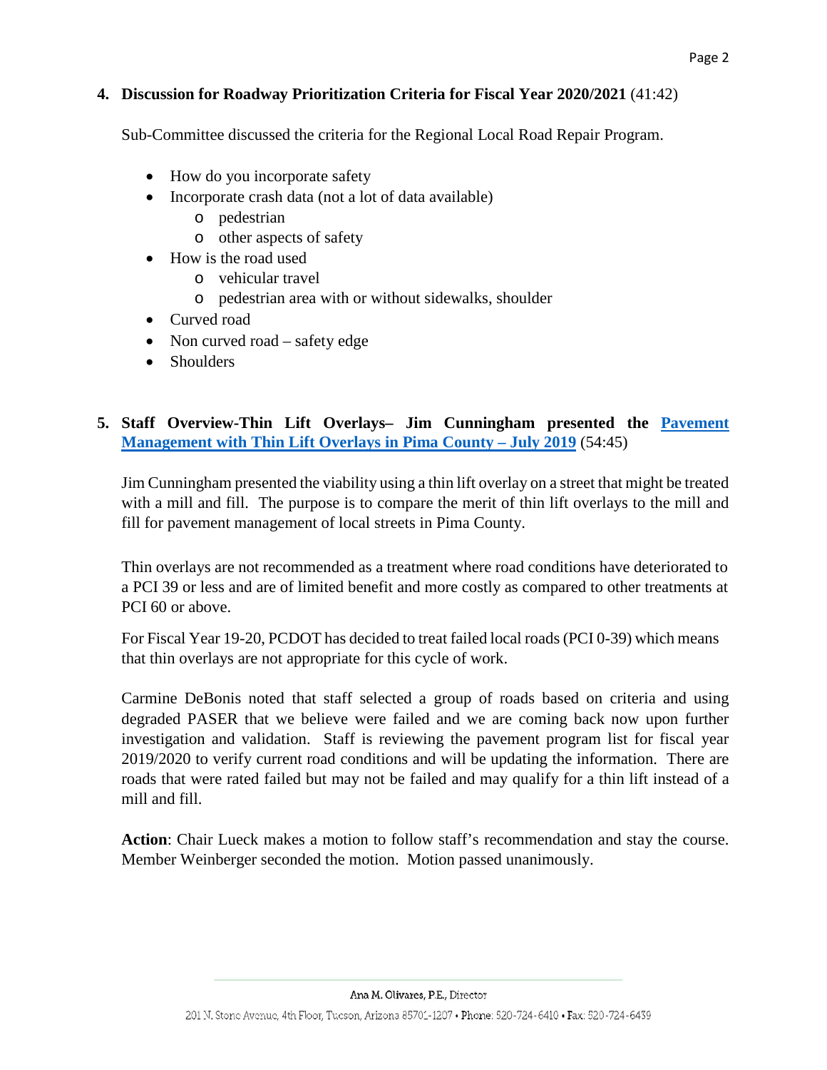**4. Discussion for Roadway Prioritization Criteria for Fiscal Year 2020/2021** (41:42)

Sub-Committee discussed the criteria for the Regional Local Road Repair Program.

- How do you incorporate safety
- Incorporate crash data (not a lot of data available)
  - pedestrian
  - other aspects of safety
- How is the road used
  - vehicular travel
  - pedestrian area with or without sidewalks, shoulder
- Curved road
- Non curved road – safety edge
- Shoulders

**5. Staff Overview-Thin Lift Overlays– Jim Cunningham presented the [Pavement Management with Thin Lift Overlays in Pima County – July 2019]** (54:45)

Jim Cunningham presented the viability using a thin lift overlay on a street that might be treated with a mill and fill. The purpose is to compare the merit of thin lift overlays to the mill and fill for pavement management of local streets in Pima County.

Thin overlays are not recommended as a treatment where road conditions have deteriorated to a PCI 39 or less and are of limited benefit and more costly as compared to other treatments at PCI 60 or above.

For Fiscal Year 19-20, PCDOT has decided to treat failed local roads (PCI 0-39) which means that thin overlays are not appropriate for this cycle of work.

Carmine DeBonis noted that staff selected a group of roads based on criteria and using degraded PASER that we believe were failed and we are coming back now upon further investigation and validation. Staff is reviewing the pavement program list for fiscal year 2019/2020 to verify current road conditions and will be updating the information. There are roads that were rated failed but may not be failed and may qualify for a thin lift instead of a mill and fill.

**Action**: Chair Lueck makes a motion to follow staff's recommendation and stay the course. Member Weinberger seconded the motion. Motion passed unanimously.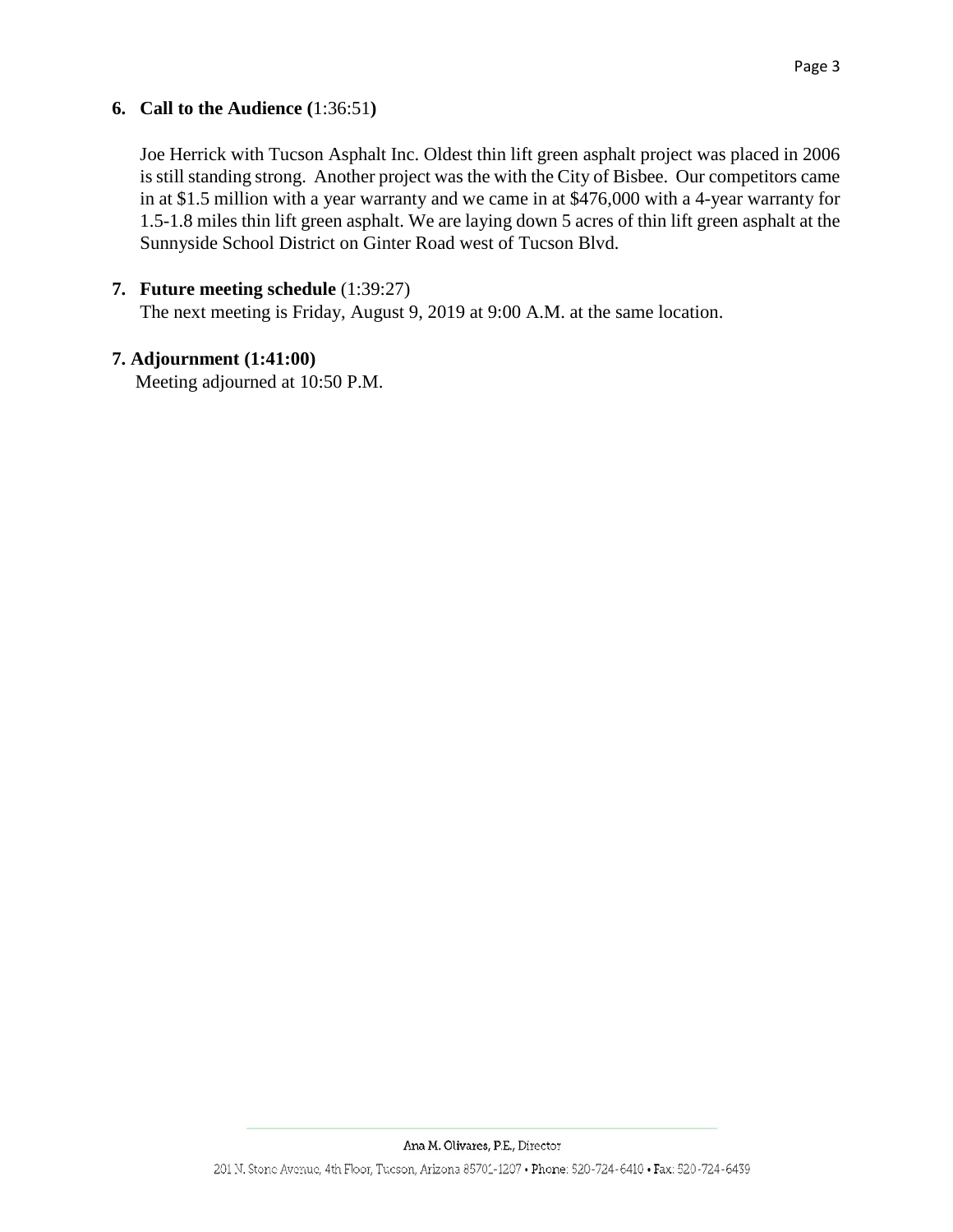**6. Call to the Audience (**1:36:51**)**

Joe Herrick with Tucson Asphalt Inc. Oldest thin lift green asphalt project was placed in 2006 is still standing strong. Another project was the with the City of Bisbee. Our competitors came in at $1.5 million with a year warranty and we came in at $476,000 with a 4-year warranty for 1.5-1.8 miles thin lift green asphalt. We are laying down 5 acres of thin lift green asphalt at the Sunnyside School District on Ginter Road west of Tucson Blvd.

**7. Future meeting schedule** (1:39:27)

The next meeting is Friday, August 9, 2019 at 9:00 A.M. at the same location.

**7. Adjournment (1:41:00)**

Meeting adjourned at 10:50 P.M.